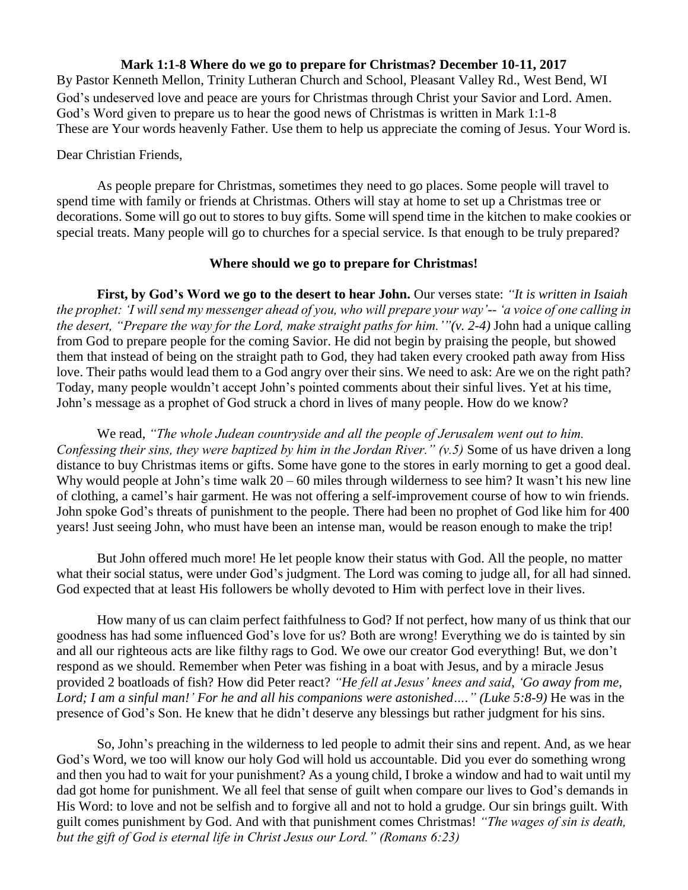**Mark 1:1-8 Where do we go to prepare for Christmas? December 10-11, 2017**

By Pastor Kenneth Mellon, Trinity Lutheran Church and School, Pleasant Valley Rd., West Bend, WI
God's undeserved love and peace are yours for Christmas through Christ your Savior and Lord. Amen.
God's Word given to prepare us to hear the good news of Christmas is written in Mark 1:1-8
These are Your words heavenly Father. Use them to help us appreciate the coming of Jesus. Your Word is.

Dear Christian Friends,

As people prepare for Christmas, sometimes they need to go places. Some people will travel to spend time with family or friends at Christmas. Others will stay at home to set up a Christmas tree or decorations. Some will go out to stores to buy gifts. Some will spend time in the kitchen to make cookies or special treats. Many people will go to churches for a special service. Is that enough to be truly prepared?

**Where should we go to prepare for Christmas!**

**First, by God's Word we go to the desert to hear John.** Our verses state: *"It is written in Isaiah the prophet: 'I will send my messenger ahead of you, who will prepare your way'-- 'a voice of one calling in the desert, "Prepare the way for the Lord, make straight paths for him."'"(v. 2-4)* John had a unique calling from God to prepare people for the coming Savior. He did not begin by praising the people, but showed them that instead of being on the straight path to God, they had taken every crooked path away from Hiss love. Their paths would lead them to a God angry over their sins. We need to ask: Are we on the right path? Today, many people wouldn't accept John's pointed comments about their sinful lives. Yet at his time, John's message as a prophet of God struck a chord in lives of many people. How do we know?

We read, *"The whole Judean countryside and all the people of Jerusalem went out to him. Confessing their sins, they were baptized by him in the Jordan River." (v.5)* Some of us have driven a long distance to buy Christmas items or gifts. Some have gone to the stores in early morning to get a good deal. Why would people at John's time walk 20 – 60 miles through wilderness to see him? It wasn't his new line of clothing, a camel's hair garment. He was not offering a self-improvement course of how to win friends. John spoke God's threats of punishment to the people. There had been no prophet of God like him for 400 years! Just seeing John, who must have been an intense man, would be reason enough to make the trip!

But John offered much more! He let people know their status with God. All the people, no matter what their social status, were under God's judgment. The Lord was coming to judge all, for all had sinned. God expected that at least His followers be wholly devoted to Him with perfect love in their lives.

How many of us can claim perfect faithfulness to God? If not perfect, how many of us think that our goodness has had some influenced God's love for us? Both are wrong! Everything we do is tainted by sin and all our righteous acts are like filthy rags to God. We owe our creator God everything! But, we don't respond as we should. Remember when Peter was fishing in a boat with Jesus, and by a miracle Jesus provided 2 boatloads of fish? How did Peter react? *"He fell at Jesus' knees and said, 'Go away from me, Lord; I am a sinful man!' For he and all his companions were astonished…." (Luke 5:8-9)* He was in the presence of God's Son. He knew that he didn't deserve any blessings but rather judgment for his sins.

So, John's preaching in the wilderness to led people to admit their sins and repent. And, as we hear God's Word, we too will know our holy God will hold us accountable. Did you ever do something wrong and then you had to wait for your punishment? As a young child, I broke a window and had to wait until my dad got home for punishment. We all feel that sense of guilt when compare our lives to God's demands in His Word: to love and not be selfish and to forgive all and not to hold a grudge. Our sin brings guilt. With guilt comes punishment by God. And with that punishment comes Christmas! *"The wages of sin is death, but the gift of God is eternal life in Christ Jesus our Lord." (Romans 6:23)*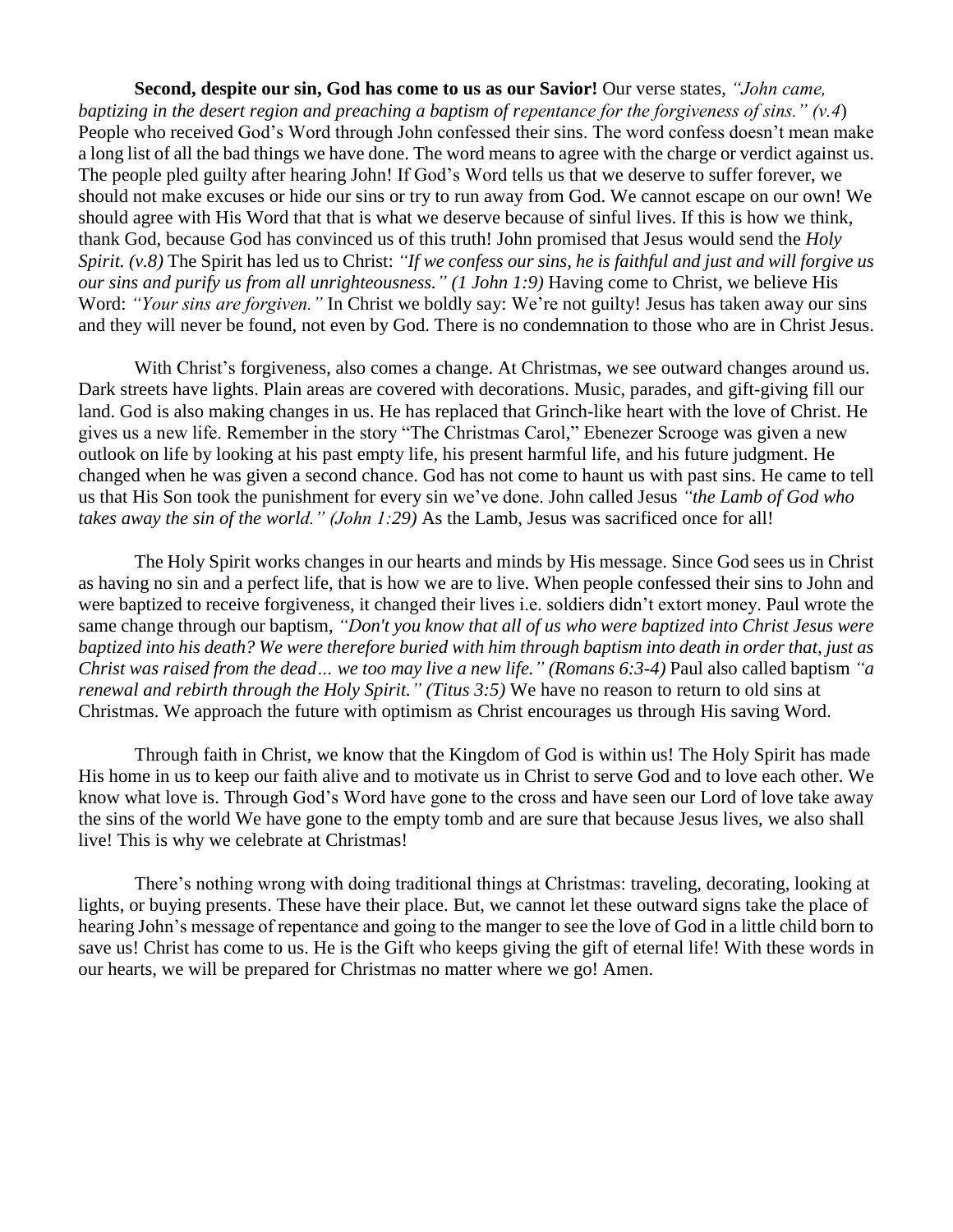**Second, despite our sin, God has come to us as our Savior!** Our verse states, *"John came, baptizing in the desert region and preaching a baptism of repentance for the forgiveness of sins." (v.4*) People who received God's Word through John confessed their sins. The word confess doesn't mean make a long list of all the bad things we have done. The word means to agree with the charge or verdict against us. The people pled guilty after hearing John! If God's Word tells us that we deserve to suffer forever, we should not make excuses or hide our sins or try to run away from God. We cannot escape on our own! We should agree with His Word that that is what we deserve because of sinful lives. If this is how we think, thank God, because God has convinced us of this truth! John promised that Jesus would send the *Holy Spirit. (v.8)* The Spirit has led us to Christ: *"If we confess our sins, he is faithful and just and will forgive us our sins and purify us from all unrighteousness." (1 John 1:9)* Having come to Christ, we believe His Word: *"Your sins are forgiven."* In Christ we boldly say: We're not guilty! Jesus has taken away our sins and they will never be found, not even by God. There is no condemnation to those who are in Christ Jesus.

With Christ's forgiveness, also comes a change. At Christmas, we see outward changes around us. Dark streets have lights. Plain areas are covered with decorations. Music, parades, and gift-giving fill our land. God is also making changes in us. He has replaced that Grinch-like heart with the love of Christ. He gives us a new life. Remember in the story "The Christmas Carol," Ebenezer Scrooge was given a new outlook on life by looking at his past empty life, his present harmful life, and his future judgment. He changed when he was given a second chance. God has not come to haunt us with past sins. He came to tell us that His Son took the punishment for every sin we've done. John called Jesus *"the Lamb of God who takes away the sin of the world." (John 1:29)* As the Lamb, Jesus was sacrificed once for all!

The Holy Spirit works changes in our hearts and minds by His message. Since God sees us in Christ as having no sin and a perfect life, that is how we are to live. When people confessed their sins to John and were baptized to receive forgiveness, it changed their lives i.e. soldiers didn't extort money. Paul wrote the same change through our baptism, *"Don't you know that all of us who were baptized into Christ Jesus were baptized into his death? We were therefore buried with him through baptism into death in order that, just as Christ was raised from the dead… we too may live a new life." (Romans 6:3-4)* Paul also called baptism *"a renewal and rebirth through the Holy Spirit." (Titus 3:5)* We have no reason to return to old sins at Christmas. We approach the future with optimism as Christ encourages us through His saving Word.

Through faith in Christ, we know that the Kingdom of God is within us! The Holy Spirit has made His home in us to keep our faith alive and to motivate us in Christ to serve God and to love each other. We know what love is. Through God's Word have gone to the cross and have seen our Lord of love take away the sins of the world We have gone to the empty tomb and are sure that because Jesus lives, we also shall live! This is why we celebrate at Christmas!

There's nothing wrong with doing traditional things at Christmas: traveling, decorating, looking at lights, or buying presents. These have their place. But, we cannot let these outward signs take the place of hearing John's message of repentance and going to the manger to see the love of God in a little child born to save us! Christ has come to us. He is the Gift who keeps giving the gift of eternal life! With these words in our hearts, we will be prepared for Christmas no matter where we go! Amen.